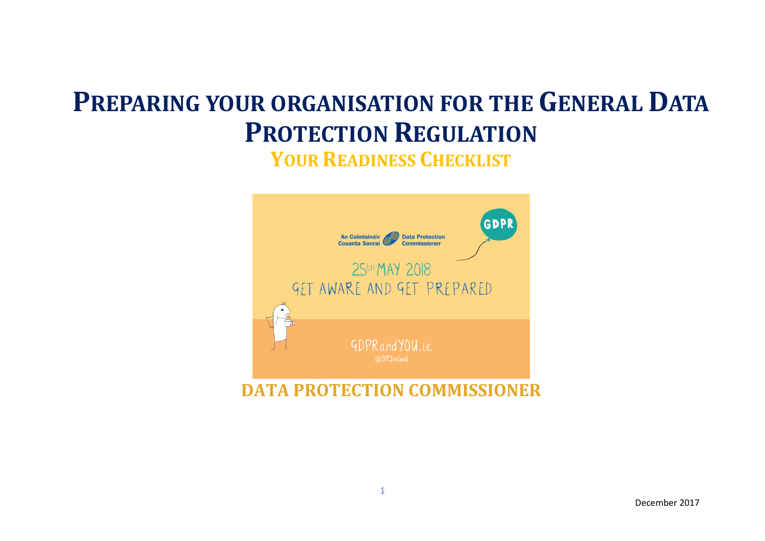# Preparing your organisation for the General Data Protection Regulation

## Your Readiness Checklist

An Coimisinéir Cosanta Sonraí | Data Protection Commissioner

GDPR

25th MAY 2018
GET AWARE AND GET PREPARED

GDPRandYOU.ie
@DPCIreland

## DATA PROTECTION COMMISSIONER

December 2017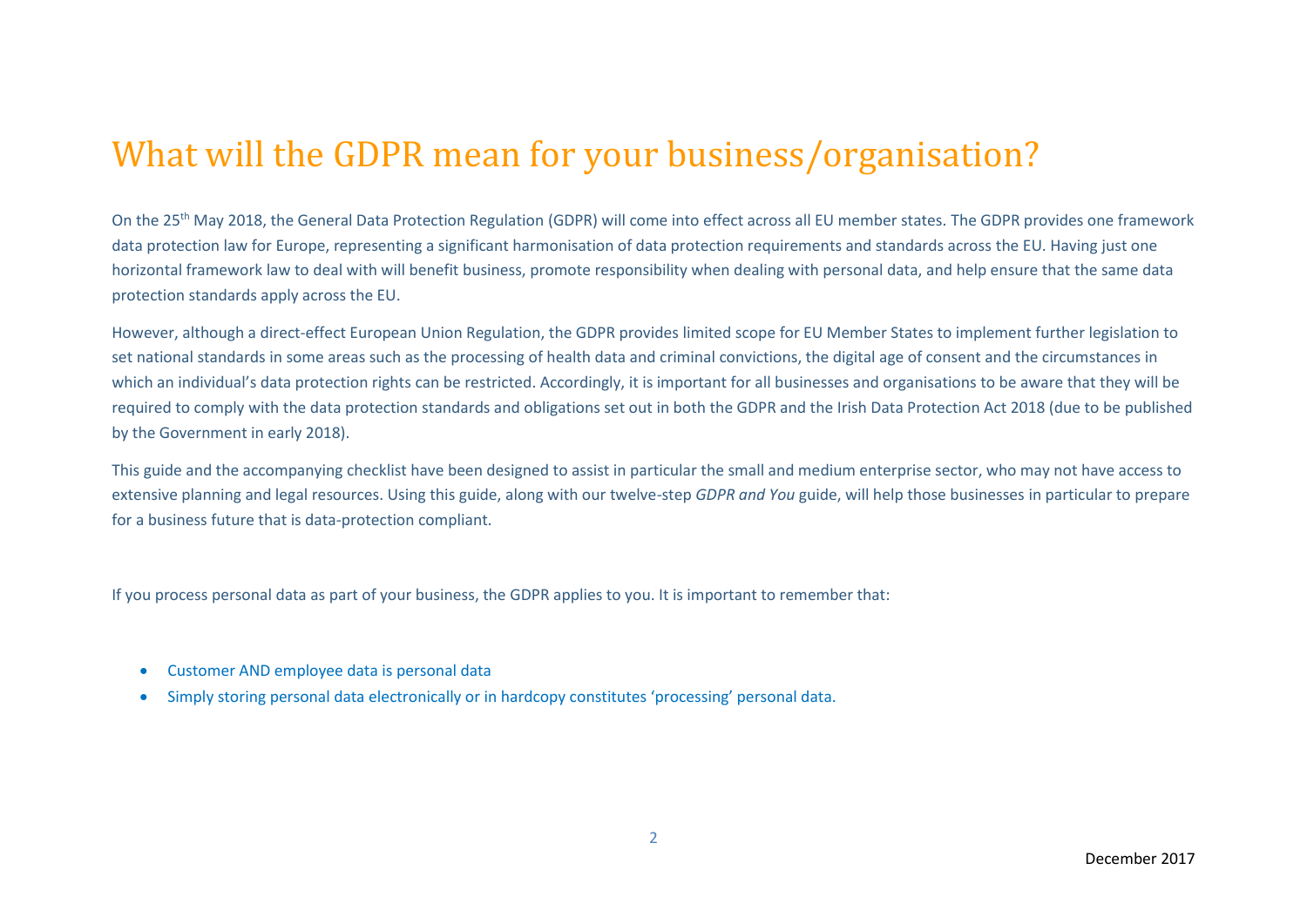# What will the GDPR mean for your business/organisation?

On the 25th May 2018, the General Data Protection Regulation (GDPR) will come into effect across all EU member states. The GDPR provides one framework data protection law for Europe, representing a significant harmonisation of data protection requirements and standards across the EU. Having just one horizontal framework law to deal with will benefit business, promote responsibility when dealing with personal data, and help ensure that the same data protection standards apply across the EU.

However, although a direct-effect European Union Regulation, the GDPR provides limited scope for EU Member States to implement further legislation to set national standards in some areas such as the processing of health data and criminal convictions, the digital age of consent and the circumstances in which an individual's data protection rights can be restricted. Accordingly, it is important for all businesses and organisations to be aware that they will be required to comply with the data protection standards and obligations set out in both the GDPR and the Irish Data Protection Act 2018 (due to be published by the Government in early 2018).

This guide and the accompanying checklist have been designed to assist in particular the small and medium enterprise sector, who may not have access to extensive planning and legal resources. Using this guide, along with our twelve-step *GDPR and You* guide, will help those businesses in particular to prepare for a business future that is data-protection compliant.

If you process personal data as part of your business, the GDPR applies to you. It is important to remember that:

- Customer AND employee data is personal data
- Simply storing personal data electronically or in hardcopy constitutes 'processing' personal data.

December 2017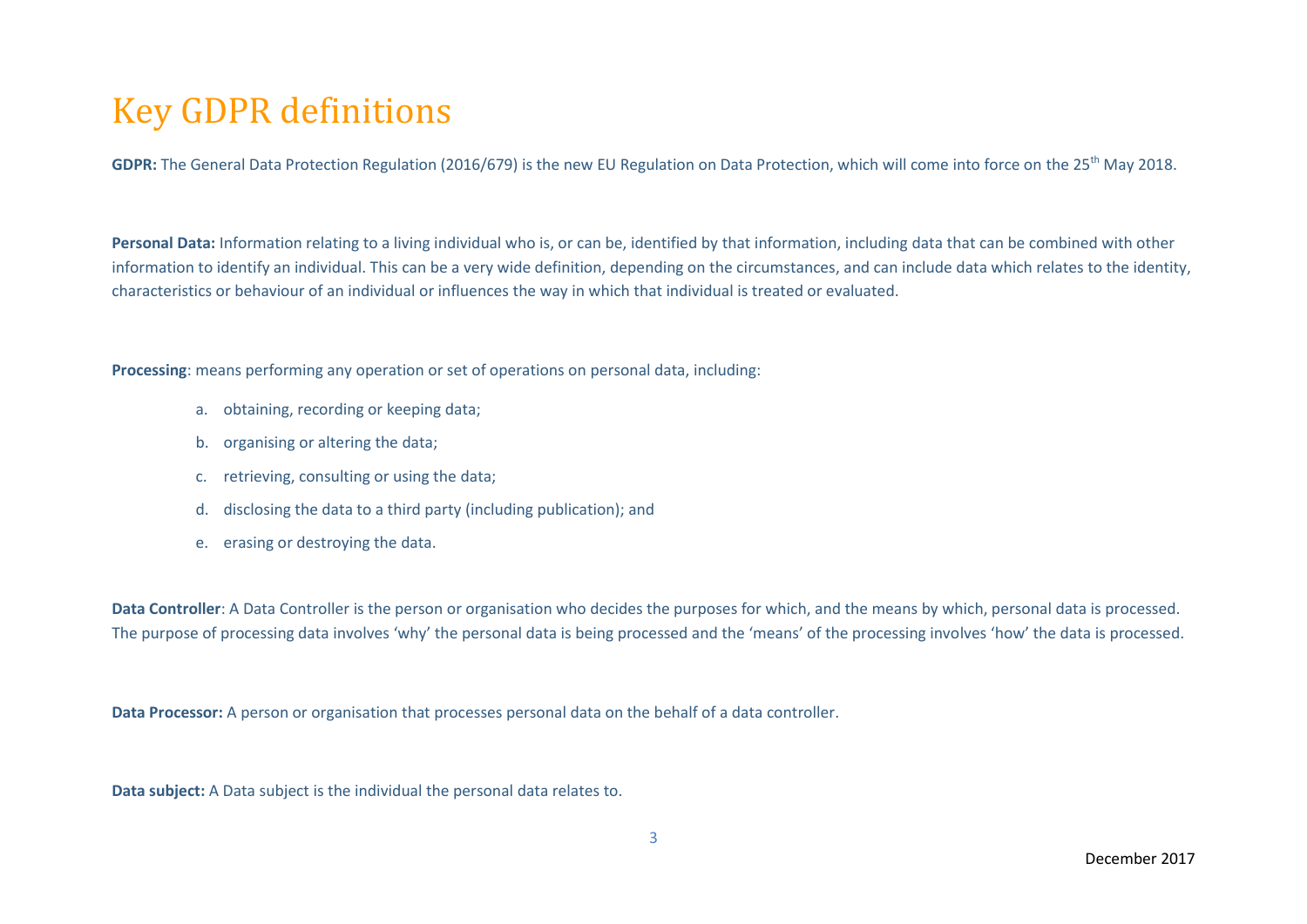# Key GDPR definitions

**GDPR:** The General Data Protection Regulation (2016/679) is the new EU Regulation on Data Protection, which will come into force on the 25th May 2018.

**Personal Data:** Information relating to a living individual who is, or can be, identified by that information, including data that can be combined with other information to identify an individual. This can be a very wide definition, depending on the circumstances, and can include data which relates to the identity, characteristics or behaviour of an individual or influences the way in which that individual is treated or evaluated.

**Processing**: means performing any operation or set of operations on personal data, including:

a. obtaining, recording or keeping data;

b. organising or altering the data;

c. retrieving, consulting or using the data;

d. disclosing the data to a third party (including publication); and

e. erasing or destroying the data.

**Data Controller**: A Data Controller is the person or organisation who decides the purposes for which, and the means by which, personal data is processed. The purpose of processing data involves 'why' the personal data is being processed and the 'means' of the processing involves 'how' the data is processed.

**Data Processor:** A person or organisation that processes personal data on the behalf of a data controller.

**Data subject:** A Data subject is the individual the personal data relates to.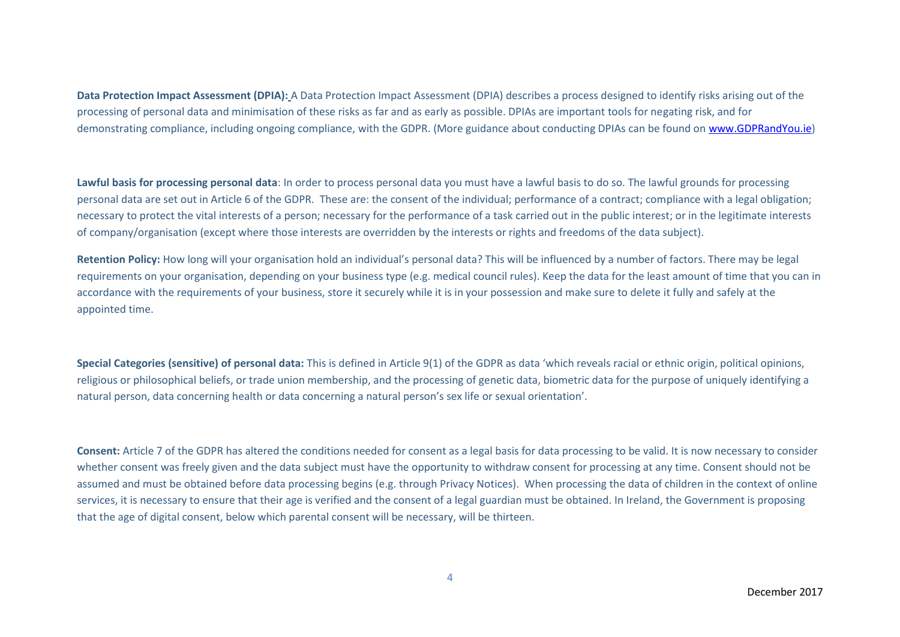**Data Protection Impact Assessment (DPIA):** A Data Protection Impact Assessment (DPIA) describes a process designed to identify risks arising out of the processing of personal data and minimisation of these risks as far and as early as possible. DPIAs are important tools for negating risk, and for demonstrating compliance, including ongoing compliance, with the GDPR. (More guidance about conducting DPIAs can be found on [www.GDPRandYou.ie](http://www.GDPRandYou.ie))

**Lawful basis for processing personal data**: In order to process personal data you must have a lawful basis to do so. The lawful grounds for processing personal data are set out in Article 6 of the GDPR. These are: the consent of the individual; performance of a contract; compliance with a legal obligation; necessary to protect the vital interests of a person; necessary for the performance of a task carried out in the public interest; or in the legitimate interests of company/organisation (except where those interests are overridden by the interests or rights and freedoms of the data subject).

**Retention Policy:** How long will your organisation hold an individual's personal data? This will be influenced by a number of factors. There may be legal requirements on your organisation, depending on your business type (e.g. medical council rules). Keep the data for the least amount of time that you can in accordance with the requirements of your business, store it securely while it is in your possession and make sure to delete it fully and safely at the appointed time.

**Special Categories (sensitive) of personal data:** This is defined in Article 9(1) of the GDPR as data 'which reveals racial or ethnic origin, political opinions, religious or philosophical beliefs, or trade union membership, and the processing of genetic data, biometric data for the purpose of uniquely identifying a natural person, data concerning health or data concerning a natural person's sex life or sexual orientation'.

**Consent:** Article 7 of the GDPR has altered the conditions needed for consent as a legal basis for data processing to be valid. It is now necessary to consider whether consent was freely given and the data subject must have the opportunity to withdraw consent for processing at any time. Consent should not be assumed and must be obtained before data processing begins (e.g. through Privacy Notices). When processing the data of children in the context of online services, it is necessary to ensure that their age is verified and the consent of a legal guardian must be obtained. In Ireland, the Government is proposing that the age of digital consent, below which parental consent will be necessary, will be thirteen.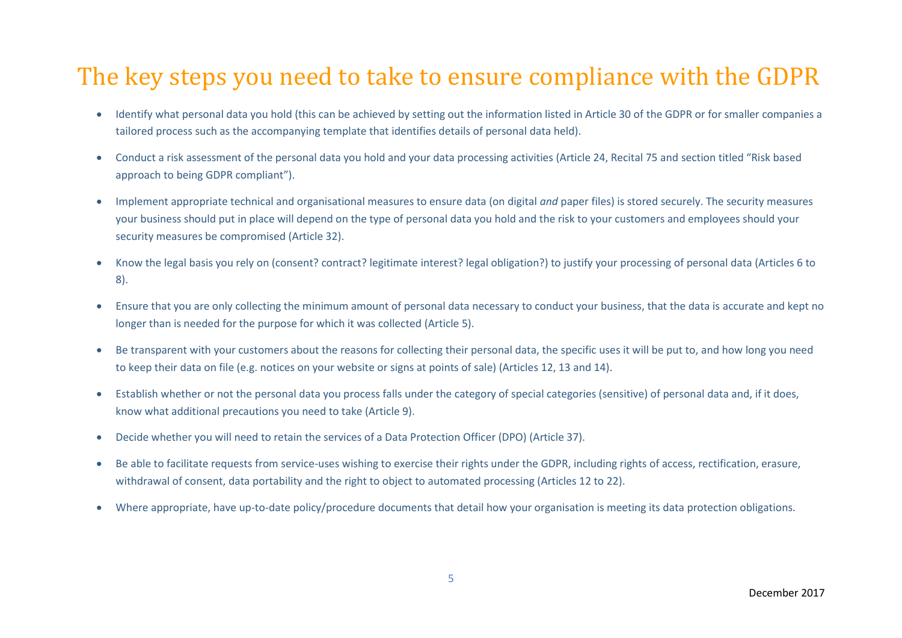# The key steps you need to take to ensure compliance with the GDPR

- Identify what personal data you hold (this can be achieved by setting out the information listed in Article 30 of the GDPR or for smaller companies a tailored process such as the accompanying template that identifies details of personal data held).
- Conduct a risk assessment of the personal data you hold and your data processing activities (Article 24, Recital 75 and section titled "Risk based approach to being GDPR compliant").
- Implement appropriate technical and organisational measures to ensure data (on digital *and* paper files) is stored securely. The security measures your business should put in place will depend on the type of personal data you hold and the risk to your customers and employees should your security measures be compromised (Article 32).
- Know the legal basis you rely on (consent? contract? legitimate interest? legal obligation?) to justify your processing of personal data (Articles 6 to 8).
- Ensure that you are only collecting the minimum amount of personal data necessary to conduct your business, that the data is accurate and kept no longer than is needed for the purpose for which it was collected (Article 5).
- Be transparent with your customers about the reasons for collecting their personal data, the specific uses it will be put to, and how long you need to keep their data on file (e.g. notices on your website or signs at points of sale) (Articles 12, 13 and 14).
- Establish whether or not the personal data you process falls under the category of special categories (sensitive) of personal data and, if it does, know what additional precautions you need to take (Article 9).
- Decide whether you will need to retain the services of a Data Protection Officer (DPO) (Article 37).
- Be able to facilitate requests from service-uses wishing to exercise their rights under the GDPR, including rights of access, rectification, erasure, withdrawal of consent, data portability and the right to object to automated processing (Articles 12 to 22).
- Where appropriate, have up-to-date policy/procedure documents that detail how your organisation is meeting its data protection obligations.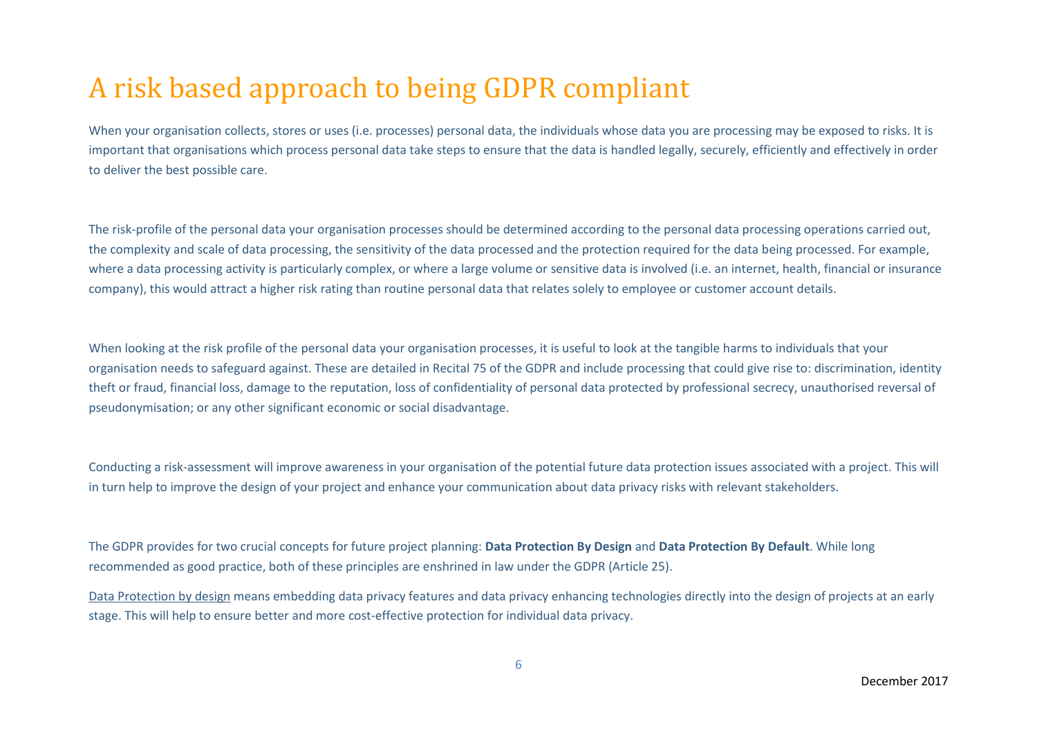# A risk based approach to being GDPR compliant

When your organisation collects, stores or uses (i.e. processes) personal data, the individuals whose data you are processing may be exposed to risks. It is important that organisations which process personal data take steps to ensure that the data is handled legally, securely, efficiently and effectively in order to deliver the best possible care.

The risk-profile of the personal data your organisation processes should be determined according to the personal data processing operations carried out, the complexity and scale of data processing, the sensitivity of the data processed and the protection required for the data being processed. For example, where a data processing activity is particularly complex, or where a large volume or sensitive data is involved (i.e. an internet, health, financial or insurance company), this would attract a higher risk rating than routine personal data that relates solely to employee or customer account details.

When looking at the risk profile of the personal data your organisation processes, it is useful to look at the tangible harms to individuals that your organisation needs to safeguard against. These are detailed in Recital 75 of the GDPR and include processing that could give rise to: discrimination, identity theft or fraud, financial loss, damage to the reputation, loss of confidentiality of personal data protected by professional secrecy, unauthorised reversal of pseudonymisation; or any other significant economic or social disadvantage.

Conducting a risk-assessment will improve awareness in your organisation of the potential future data protection issues associated with a project. This will in turn help to improve the design of your project and enhance your communication about data privacy risks with relevant stakeholders.

The GDPR provides for two crucial concepts for future project planning: **Data Protection By Design** and **Data Protection By Default**. While long recommended as good practice, both of these principles are enshrined in law under the GDPR (Article 25).

<u>Data Protection by design</u> means embedding data privacy features and data privacy enhancing technologies directly into the design of projects at an early stage. This will help to ensure better and more cost-effective protection for individual data privacy.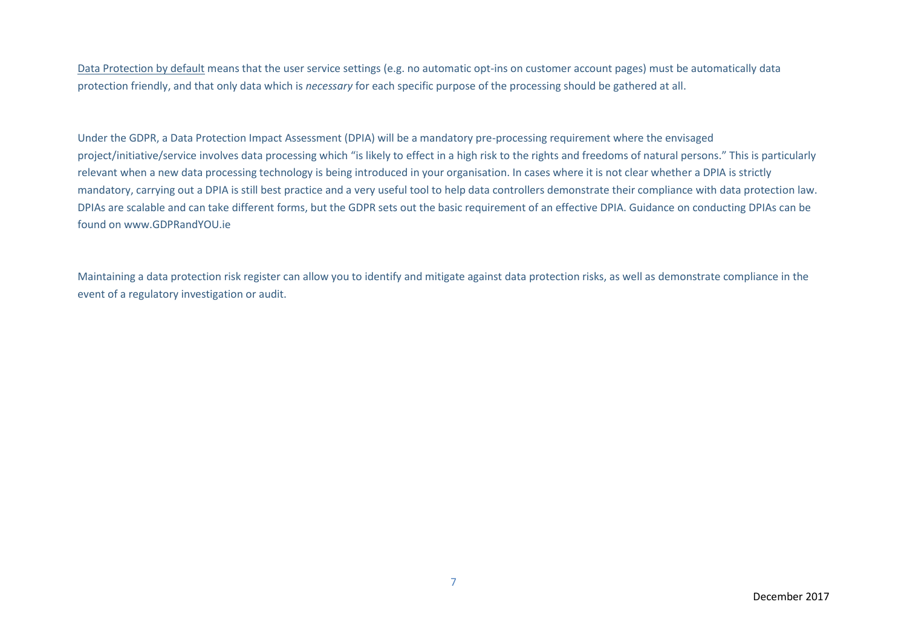Data Protection by default means that the user service settings (e.g. no automatic opt-ins on customer account pages) must be automatically data protection friendly, and that only data which is *necessary* for each specific purpose of the processing should be gathered at all.

Under the GDPR, a Data Protection Impact Assessment (DPIA) will be a mandatory pre-processing requirement where the envisaged project/initiative/service involves data processing which "is likely to effect in a high risk to the rights and freedoms of natural persons." This is particularly relevant when a new data processing technology is being introduced in your organisation. In cases where it is not clear whether a DPIA is strictly mandatory, carrying out a DPIA is still best practice and a very useful tool to help data controllers demonstrate their compliance with data protection law. DPIAs are scalable and can take different forms, but the GDPR sets out the basic requirement of an effective DPIA. Guidance on conducting DPIAs can be found on www.GDPRandYOU.ie

Maintaining a data protection risk register can allow you to identify and mitigate against data protection risks, as well as demonstrate compliance in the event of a regulatory investigation or audit.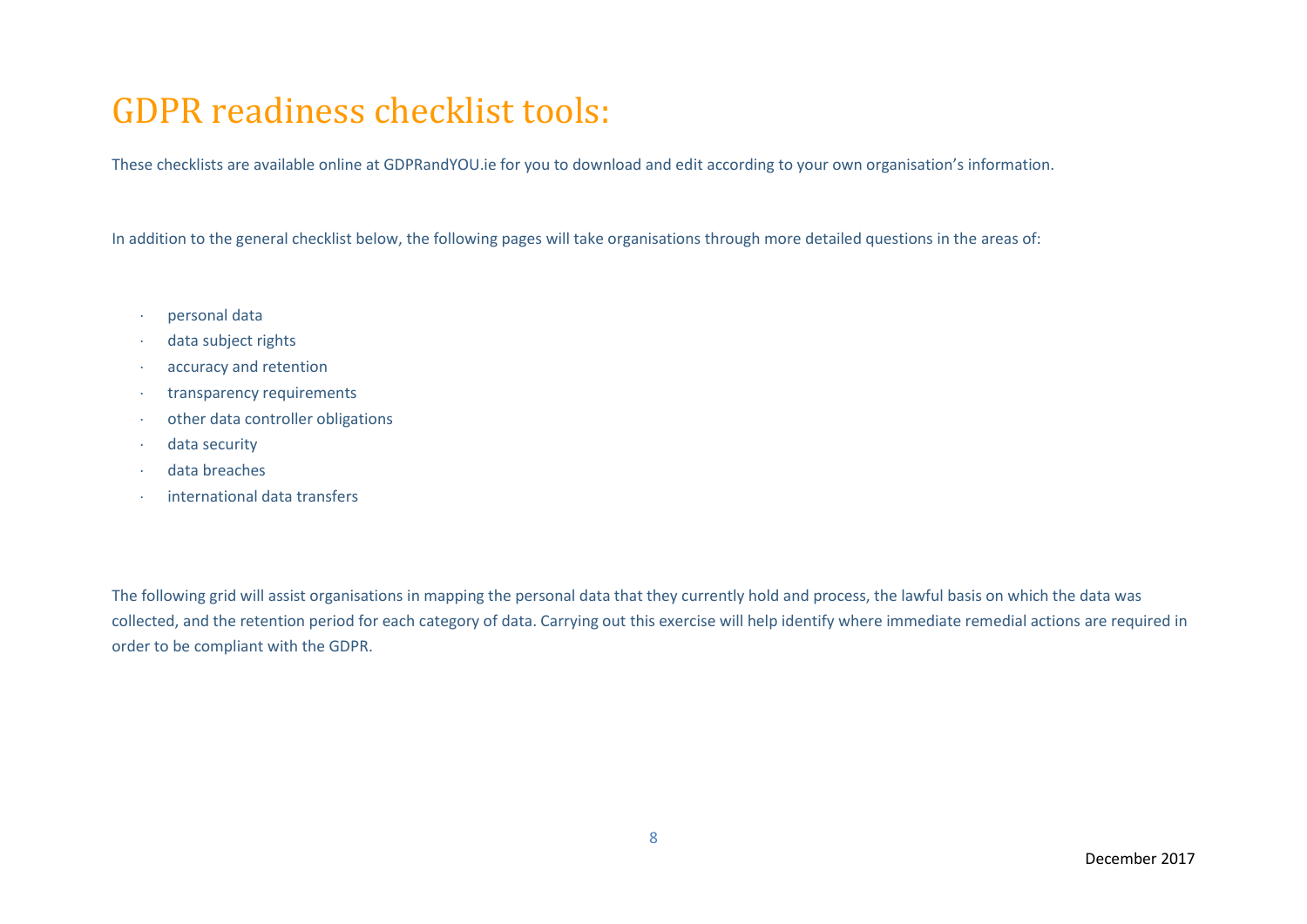# GDPR readiness checklist tools:

These checklists are available online at GDPRandYOU.ie for you to download and edit according to your own organisation's information.

In addition to the general checklist below, the following pages will take organisations through more detailed questions in the areas of:

- personal data
- data subject rights
- accuracy and retention
- transparency requirements
- other data controller obligations
- data security
- data breaches
- international data transfers

The following grid will assist organisations in mapping the personal data that they currently hold and process, the lawful basis on which the data was collected, and the retention period for each category of data. Carrying out this exercise will help identify where immediate remedial actions are required in order to be compliant with the GDPR.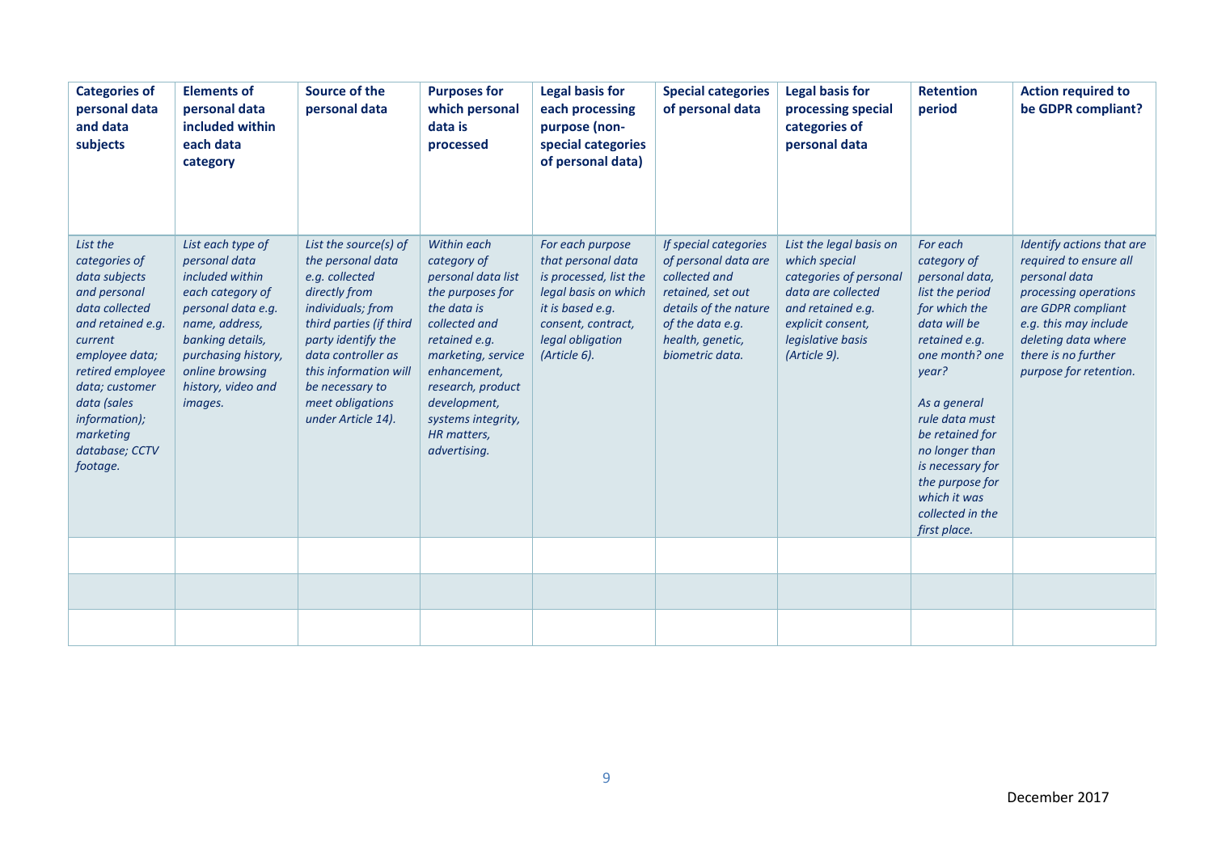| **Categories of personal data and data subjects** | **Elements of personal data included within each data category** | **Source of the personal data** | **Purposes for which personal data is processed** | **Legal basis for each processing purpose (non-special categories of personal data)** | **Special categories of personal data** | **Legal basis for processing special categories of personal data** | **Retention period** | **Action required to be GDPR compliant?** |
|---|---|---|---|---|---|---|---|---|
| *List the categories of data subjects and personal data collected and retained e.g. current employee data; retired employee data; customer data (sales information); marketing database; CCTV footage.* | *List each type of personal data included within each category of personal data e.g. name, address, banking details, purchasing history, online browsing history, video and images.* | *List the source(s) of the personal data e.g. collected directly from individuals; from third parties (if third party identify the data controller as this information will be necessary to meet obligations under Article 14).* | *Within each category of personal data list the purposes for the data is collected and retained e.g. marketing, service enhancement, research, product development, systems integrity, HR matters, advertising.* | *For each purpose that personal data is processed, list the legal basis on which it is based e.g. consent, contract, legal obligation (Article 6).* | *If special categories of personal data are collected and retained, set out details of the nature of the data e.g. health, genetic, biometric data.* | *List the legal basis on which special categories of personal data are collected and retained e.g. explicit consent, legislative basis (Article 9).* | *For each category of personal data, list the period for which the data will be retained e.g. one month? one year?*<br><br>*As a general rule data must be retained for no longer than is necessary for the purpose for which it was collected in the first place.* | *Identify actions that are required to ensure all personal data processing operations are GDPR compliant e.g. this may include deleting data where there is no further purpose for retention.* |
| | | | | | | | | |
| | | | | | | | | |
| | | | | | | | | |

December 2017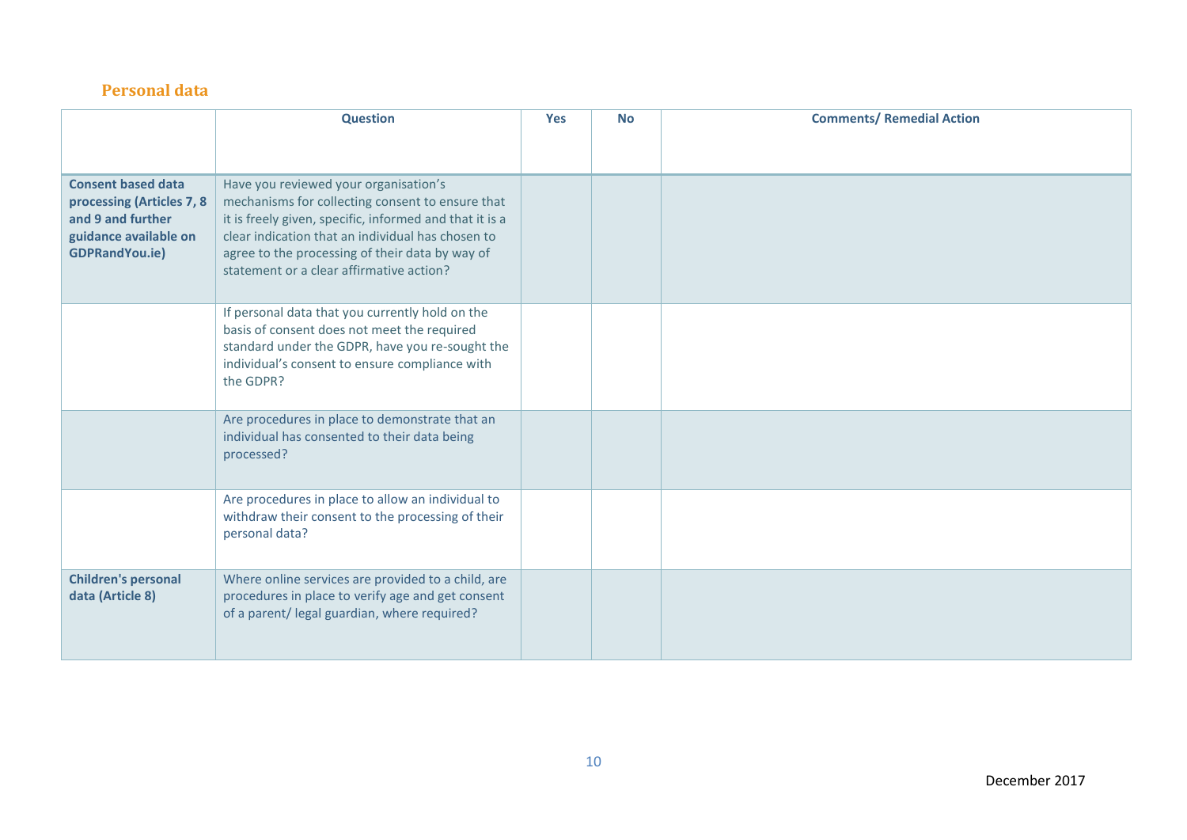## Personal data

| | Question | Yes | No | Comments/ Remedial Action |
|---|---|---|---|---|
| **Consent based data processing (Articles 7, 8 and 9 and further guidance available on GDPRandYou.ie)** | Have you reviewed your organisation's mechanisms for collecting consent to ensure that it is freely given, specific, informed and that it is a clear indication that an individual has chosen to agree to the processing of their data by way of statement or a clear affirmative action? | | | |
| | If personal data that you currently hold on the basis of consent does not meet the required standard under the GDPR, have you re-sought the individual's consent to ensure compliance with the GDPR? | | | |
| | Are procedures in place to demonstrate that an individual has consented to their data being processed? | | | |
| | Are procedures in place to allow an individual to withdraw their consent to the processing of their personal data? | | | |
| **Children's personal data (Article 8)** | Where online services are provided to a child, are procedures in place to verify age and get consent of a parent/ legal guardian, where required? | | | |

December 2017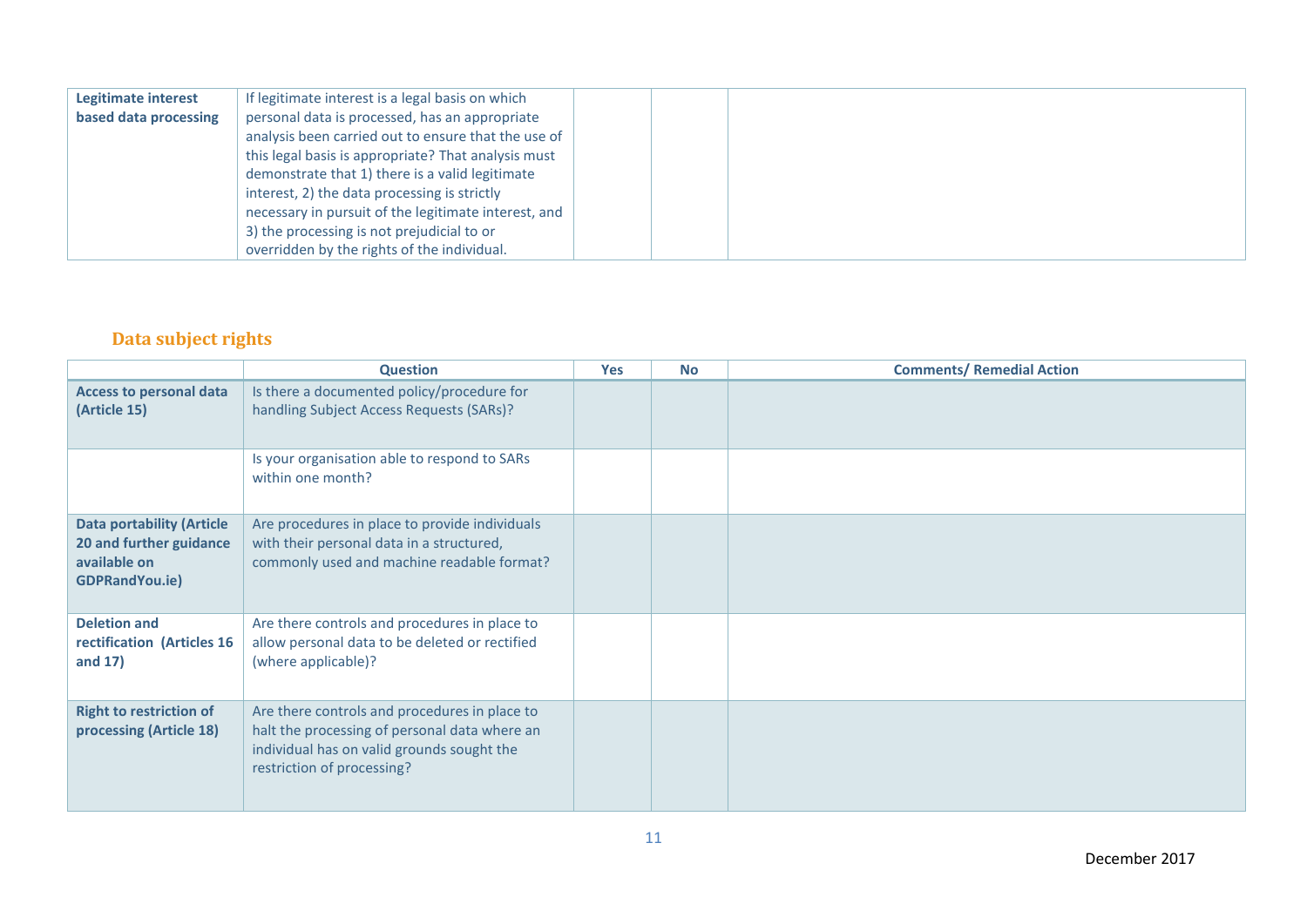| | | | | |
|---|---|---|---|---|
| **Legitimate interest based data processing** | If legitimate interest is a legal basis on which personal data is processed, has an appropriate analysis been carried out to ensure that the use of this legal basis is appropriate? That analysis must demonstrate that 1) there is a valid legitimate interest, 2) the data processing is strictly necessary in pursuit of the legitimate interest, and 3) the processing is not prejudicial to or overridden by the rights of the individual. | | | |

## Data subject rights

| | Question | Yes | No | Comments/ Remedial Action |
|---|---|---|---|---|
| **Access to personal data (Article 15)** | Is there a documented policy/procedure for handling Subject Access Requests (SARs)? | | | |
| | Is your organisation able to respond to SARs within one month? | | | |
| **Data portability (Article 20 and further guidance available on GDPRandYou.ie)** | Are procedures in place to provide individuals with their personal data in a structured, commonly used and machine readable format? | | | |
| **Deletion and rectification (Articles 16 and 17)** | Are there controls and procedures in place to allow personal data to be deleted or rectified (where applicable)? | | | |
| **Right to restriction of processing (Article 18)** | Are there controls and procedures in place to halt the processing of personal data where an individual has on valid grounds sought the restriction of processing? | | | |

December 2017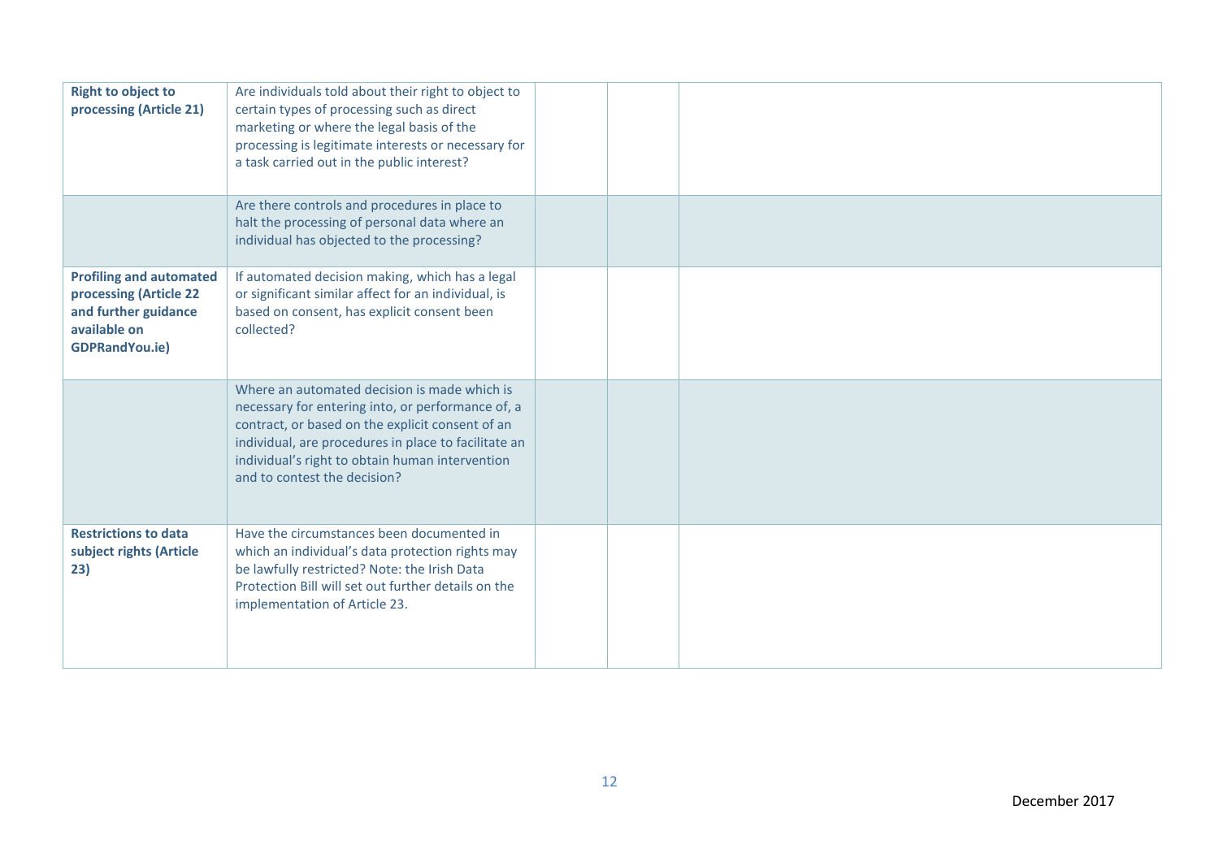| | | | | |
|---|---|---|---|---|
| **Right to object to processing (Article 21)** | Are individuals told about their right to object to certain types of processing such as direct marketing or where the legal basis of the processing is legitimate interests or necessary for a task carried out in the public interest? | | | |
| | Are there controls and procedures in place to halt the processing of personal data where an individual has objected to the processing? | | | |
| **Profiling and automated processing (Article 22 and further guidance available on GDPRandYou.ie)** | If automated decision making, which has a legal or significant similar affect for an individual, is based on consent, has explicit consent been collected? | | | |
| | Where an automated decision is made which is necessary for entering into, or performance of, a contract, or based on the explicit consent of an individual, are procedures in place to facilitate an individual's right to obtain human intervention and to contest the decision? | | | |
| **Restrictions to data subject rights (Article 23)** | Have the circumstances been documented in which an individual's data protection rights may be lawfully restricted? Note: the Irish Data Protection Bill will set out further details on the implementation of Article 23. | | | |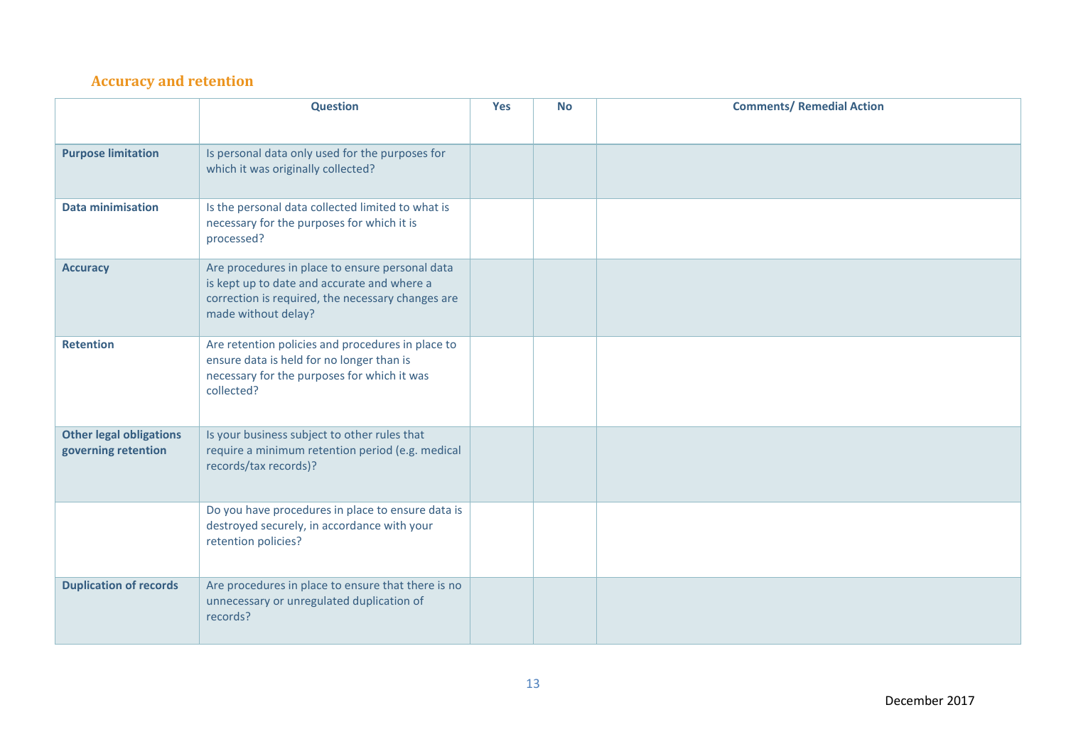## Accuracy and retention

| | Question | Yes | No | Comments/ Remedial Action |
|---|---|---|---|---|
| **Purpose limitation** | Is personal data only used for the purposes for which it was originally collected? | | | |
| **Data minimisation** | Is the personal data collected limited to what is necessary for the purposes for which it is processed? | | | |
| **Accuracy** | Are procedures in place to ensure personal data is kept up to date and accurate and where a correction is required, the necessary changes are made without delay? | | | |
| **Retention** | Are retention policies and procedures in place to ensure data is held for no longer than is necessary for the purposes for which it was collected? | | | |
| **Other legal obligations governing retention** | Is your business subject to other rules that require a minimum retention period (e.g. medical records/tax records)? | | | |
| | Do you have procedures in place to ensure data is destroyed securely, in accordance with your retention policies? | | | |
| **Duplication of records** | Are procedures in place to ensure that there is no unnecessary or unregulated duplication of records? | | | |

December 2017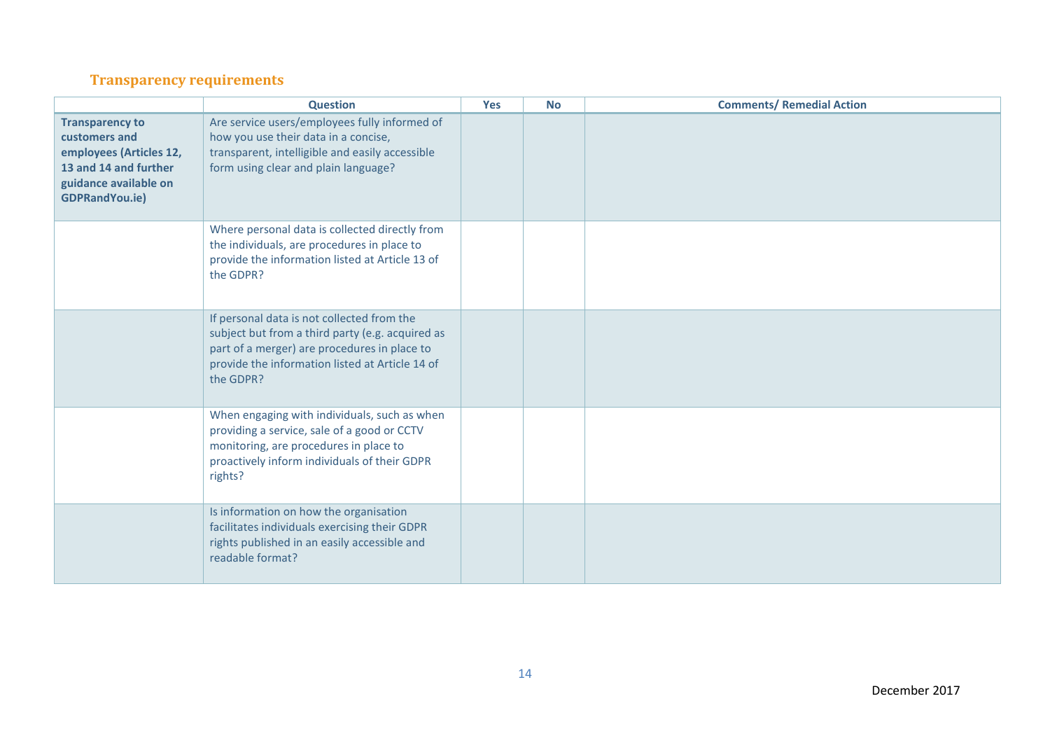## Transparency requirements

| | Question | Yes | No | Comments/ Remedial Action |
|---|---|---|---|---|
| **Transparency to customers and employees (Articles 12, 13 and 14 and further guidance available on GDPRandYou.ie)** | Are service users/employees fully informed of how you use their data in a concise, transparent, intelligible and easily accessible form using clear and plain language? | | | |
| | Where personal data is collected directly from the individuals, are procedures in place to provide the information listed at Article 13 of the GDPR? | | | |
| | If personal data is not collected from the subject but from a third party (e.g. acquired as part of a merger) are procedures in place to provide the information listed at Article 14 of the GDPR? | | | |
| | When engaging with individuals, such as when providing a service, sale of a good or CCTV monitoring, are procedures in place to proactively inform individuals of their GDPR rights? | | | |
| | Is information on how the organisation facilitates individuals exercising their GDPR rights published in an easily accessible and readable format? | | | |

December 2017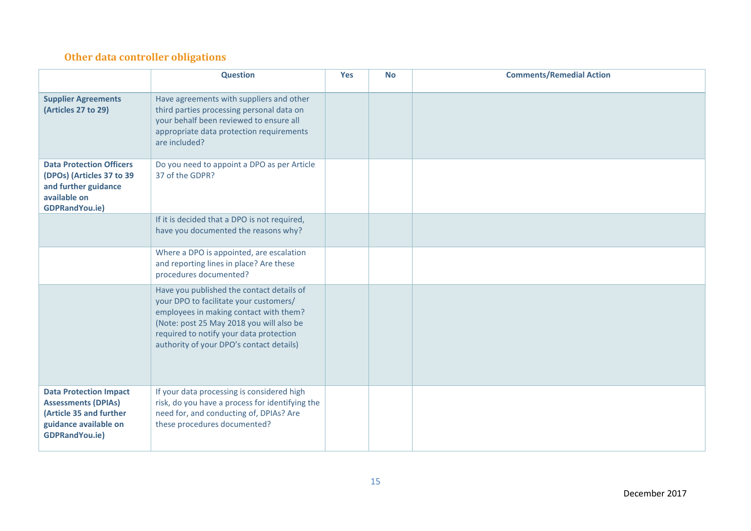## Other data controller obligations

| | Question | Yes | No | Comments/Remedial Action |
|---|---|---|---|---|
| **Supplier Agreements (Articles 27 to 29)** | Have agreements with suppliers and other third parties processing personal data on your behalf been reviewed to ensure all appropriate data protection requirements are included? | | | |
| **Data Protection Officers (DPOs) (Articles 37 to 39 and further guidance available on GDPRandYou.ie)** | Do you need to appoint a DPO as per Article 37 of the GDPR? | | | |
| | If it is decided that a DPO is not required, have you documented the reasons why? | | | |
| | Where a DPO is appointed, are escalation and reporting lines in place? Are these procedures documented? | | | |
| | Have you published the contact details of your DPO to facilitate your customers/ employees in making contact with them? (Note: post 25 May 2018 you will also be required to notify your data protection authority of your DPO's contact details) | | | |
| **Data Protection Impact Assessments (DPIAs) (Article 35 and further guidance available on GDPRandYou.ie)** | If your data processing is considered high risk, do you have a process for identifying the need for, and conducting of, DPIAs? Are these procedures documented? | | | |

December 2017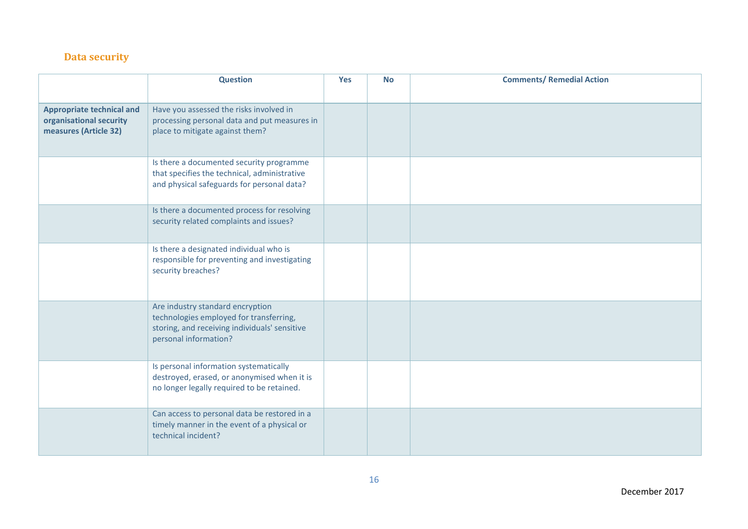## Data security

| | Question | Yes | No | Comments/ Remedial Action |
|---|---|---|---|---|
| **Appropriate technical and organisational security measures (Article 32)** | Have you assessed the risks involved in processing personal data and put measures in place to mitigate against them? | | | |
| | Is there a documented security programme that specifies the technical, administrative and physical safeguards for personal data? | | | |
| | Is there a documented process for resolving security related complaints and issues? | | | |
| | Is there a designated individual who is responsible for preventing and investigating security breaches? | | | |
| | Are industry standard encryption technologies employed for transferring, storing, and receiving individuals' sensitive personal information? | | | |
| | Is personal information systematically destroyed, erased, or anonymised when it is no longer legally required to be retained. | | | |
| | Can access to personal data be restored in a timely manner in the event of a physical or technical incident? | | | |

December 2017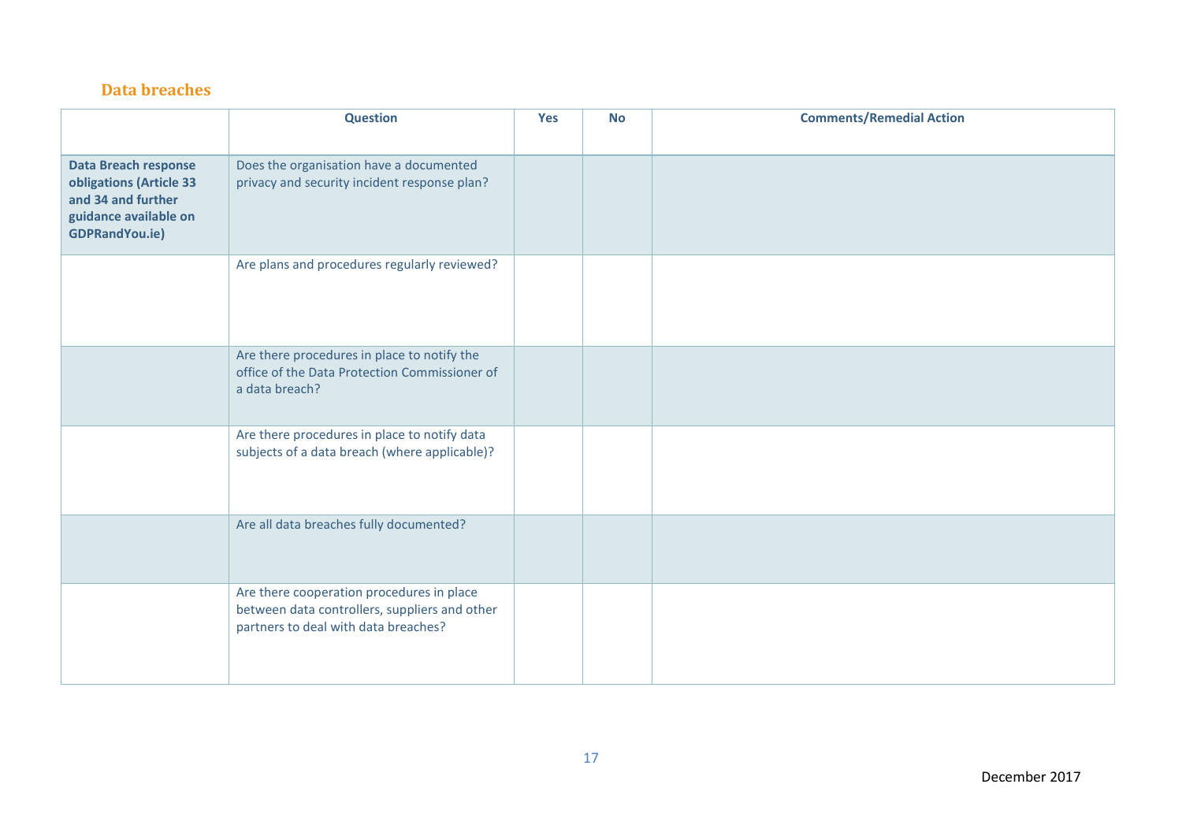## Data breaches

| | Question | Yes | No | Comments/Remedial Action |
|---|---|---|---|---|
| **Data Breach response obligations (Article 33 and 34 and further guidance available on GDPRandYou.ie)** | Does the organisation have a documented privacy and security incident response plan? | | | |
| | Are plans and procedures regularly reviewed? | | | |
| | Are there procedures in place to notify the office of the Data Protection Commissioner of a data breach? | | | |
| | Are there procedures in place to notify data subjects of a data breach (where applicable)? | | | |
| | Are all data breaches fully documented? | | | |
| | Are there cooperation procedures in place between data controllers, suppliers and other partners to deal with data breaches? | | | |

December 2017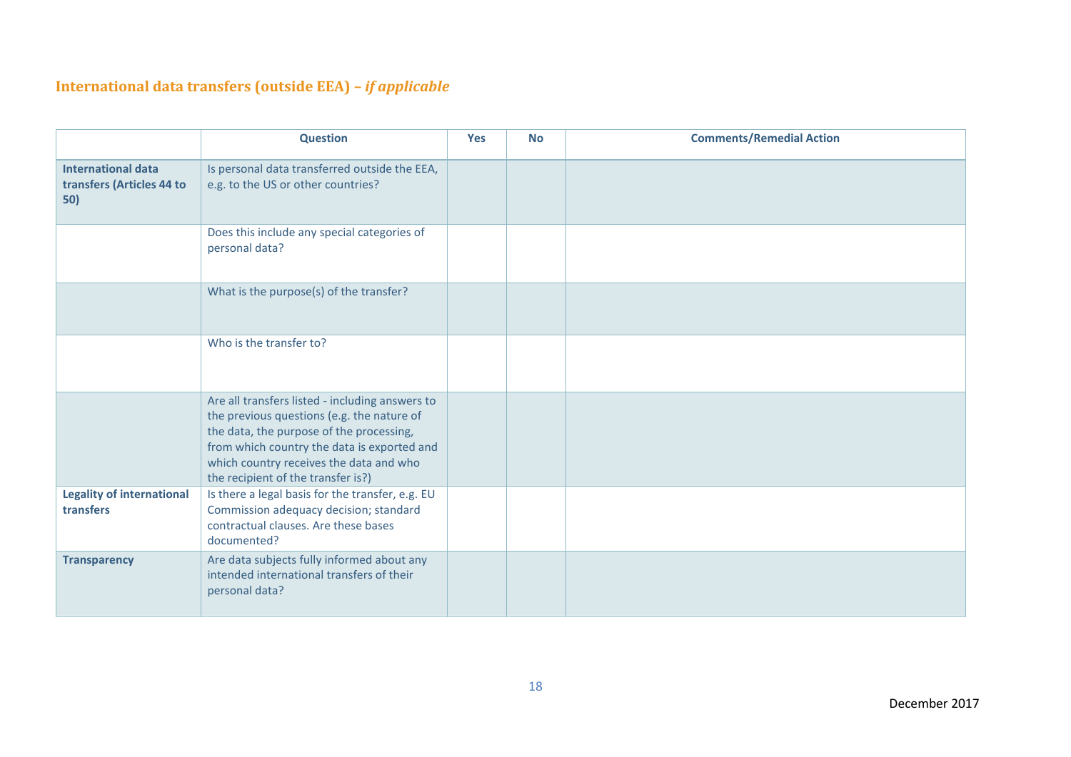## International data transfers (outside EEA) – *if applicable*

| | Question | Yes | No | Comments/Remedial Action |
|---|---|---|---|---|
| **International data transfers (Articles 44 to 50)** | Is personal data transferred outside the EEA, e.g. to the US or other countries? | | | |
| | Does this include any special categories of personal data? | | | |
| | What is the purpose(s) of the transfer? | | | |
| | Who is the transfer to? | | | |
| | Are all transfers listed - including answers to the previous questions (e.g. the nature of the data, the purpose of the processing, from which country the data is exported and which country receives the data and who the recipient of the transfer is?) | | | |
| **Legality of international transfers** | Is there a legal basis for the transfer, e.g. EU Commission adequacy decision; standard contractual clauses. Are these bases documented? | | | |
| **Transparency** | Are data subjects fully informed about any intended international transfers of their personal data? | | | |

December 2017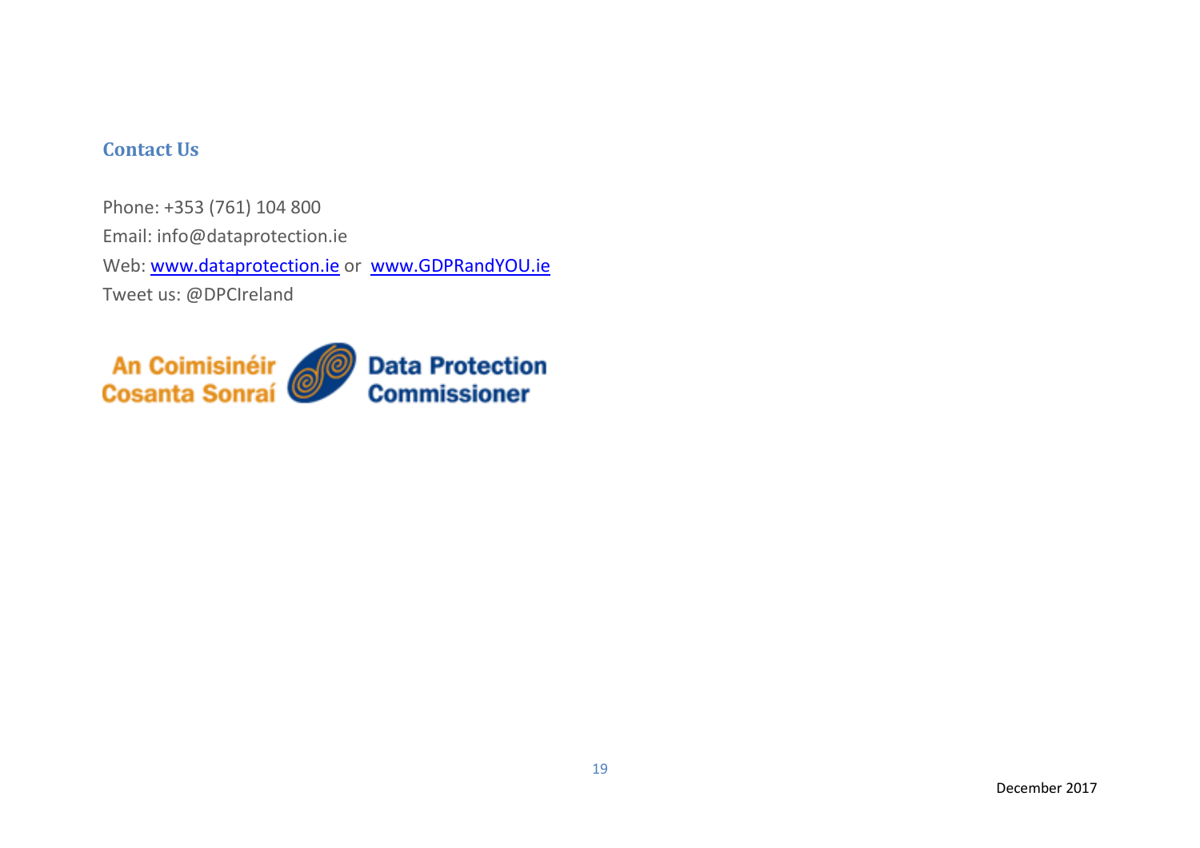## Contact Us

Phone: +353 (761) 104 800
Email: info@dataprotection.ie
Web: www.dataprotection.ie or www.GDPRandYOU.ie
Tweet us: @DPCIreland

An Coimisinéir Cosanta Sonraí Data Protection Commissioner

December 2017